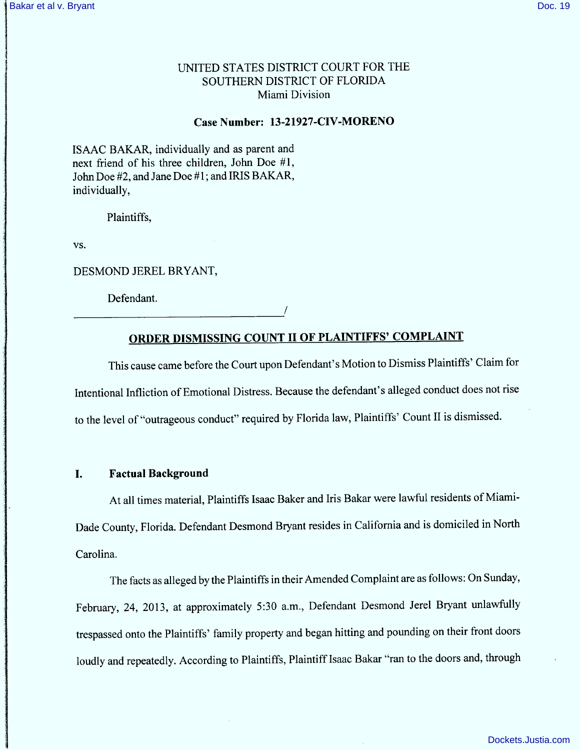UNITED STATES DISTRICT COURT FOR THE
SOUTHERN DISTRICT OF FLORIDA
Miami Division

**Case Number: 13-21927-CIV-MORENO**

ISAAC BAKAR, individually and as parent and next friend of his three children, John Doe #1, John Doe #2, and Jane Doe #1; and IRIS BAKAR, individually,

Plaintiffs,

vs.

DESMOND JEREL BRYANT,

Defendant.

_____________________________________/

## ORDER DISMISSING COUNT II OF PLAINTIFFS' COMPLAINT

This cause came before the Court upon Defendant's Motion to Dismiss Plaintiffs' Claim for Intentional Infliction of Emotional Distress. Because the defendant's alleged conduct does not rise to the level of "outrageous conduct" required by Florida law, Plaintiffs' Count II is dismissed.

### I. Factual Background

At all times material, Plaintiffs Isaac Baker and Iris Bakar were lawful residents of Miami-Dade County, Florida. Defendant Desmond Bryant resides in California and is domiciled in North Carolina.

The facts as alleged by the Plaintiffs in their Amended Complaint are as follows: On Sunday, February, 24, 2013, at approximately 5:30 a.m., Defendant Desmond Jerel Bryant unlawfully trespassed onto the Plaintiffs' family property and began hitting and pounding on their front doors loudly and repeatedly. According to Plaintiffs, Plaintiff Isaac Bakar "ran to the doors and, through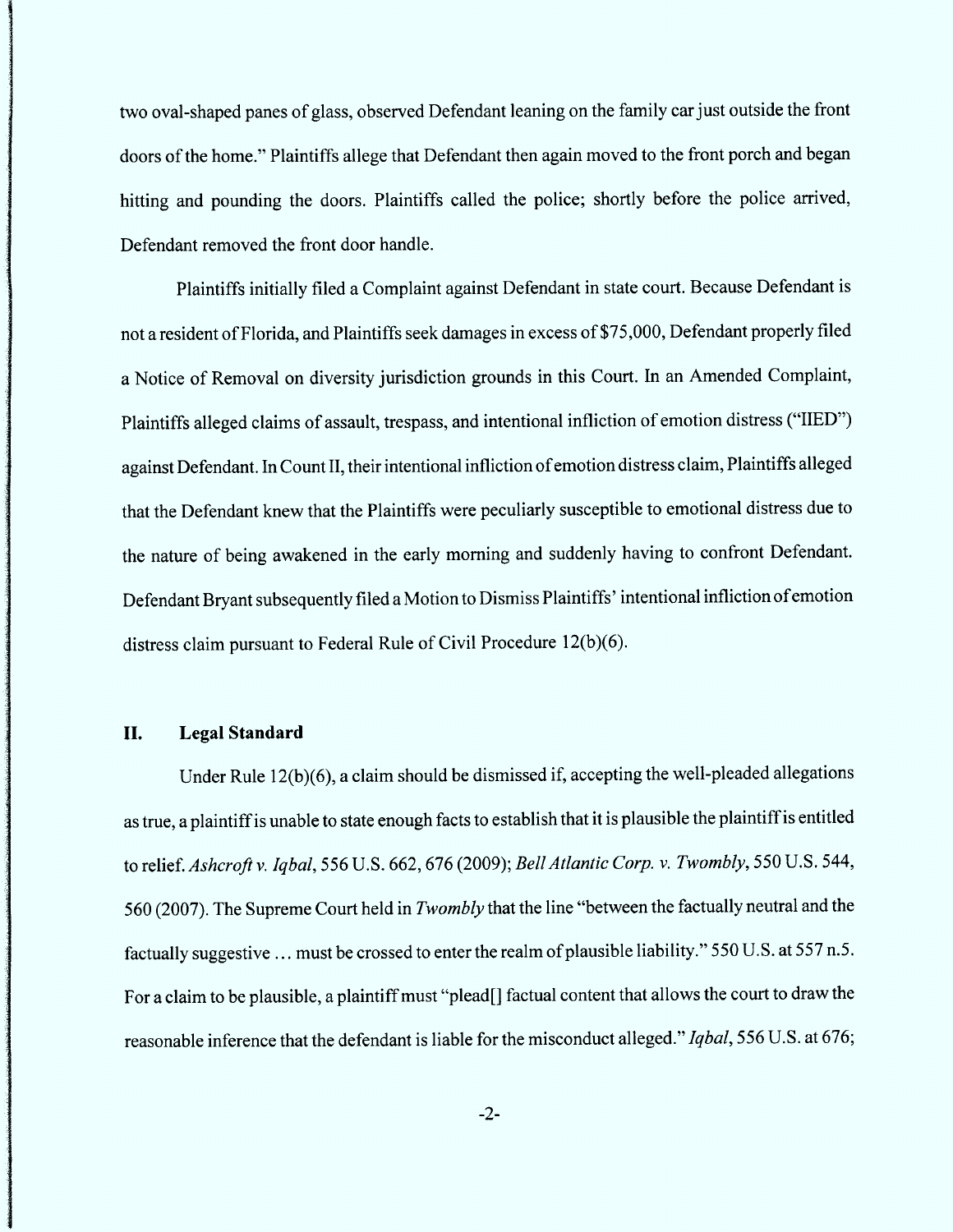two oval-shaped panes of glass, observed Defendant leaning on the family car just outside the front doors of the home." Plaintiffs allege that Defendant then again moved to the front porch and began hitting and pounding the doors. Plaintiffs called the police; shortly before the police arrived, Defendant removed the front door handle.

Plaintiffs initially filed a Complaint against Defendant in state court. Because Defendant is not a resident of Florida, and Plaintiffs seek damages in excess of $75,000, Defendant properly filed a Notice of Removal on diversity jurisdiction grounds in this Court. In an Amended Complaint, Plaintiffs alleged claims of assault, trespass, and intentional infliction of emotion distress ("IIED") against Defendant. In Count II, their intentional infliction of emotion distress claim, Plaintiffs alleged that the Defendant knew that the Plaintiffs were peculiarly susceptible to emotional distress due to the nature of being awakened in the early morning and suddenly having to confront Defendant. Defendant Bryant subsequently filed a Motion to Dismiss Plaintiffs' intentional infliction of emotion distress claim pursuant to Federal Rule of Civil Procedure 12(b)(6).

## II. Legal Standard

Under Rule 12(b)(6), a claim should be dismissed if, accepting the well-pleaded allegations as true, a plaintiff is unable to state enough facts to establish that it is plausible the plaintiff is entitled to relief. *Ashcroft v. Iqbal*, 556 U.S. 662, 676 (2009); *Bell Atlantic Corp. v. Twombly*, 550 U.S. 544, 560 (2007). The Supreme Court held in *Twombly* that the line "between the factually neutral and the factually suggestive ... must be crossed to enter the realm of plausible liability." 550 U.S. at 557 n.5. For a claim to be plausible, a plaintiff must "plead[] factual content that allows the court to draw the reasonable inference that the defendant is liable for the misconduct alleged." *Iqbal*, 556 U.S. at 676;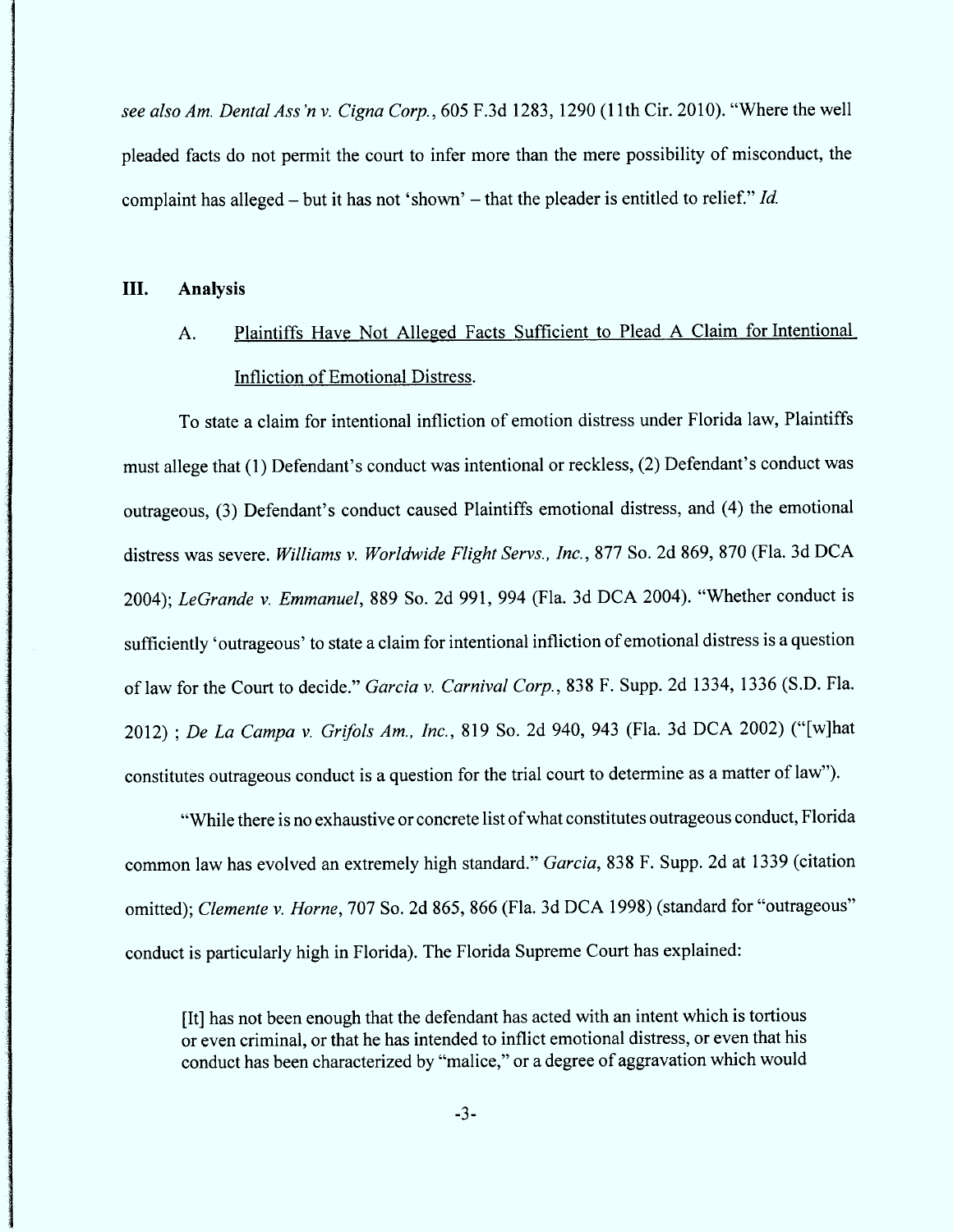*see also Am. Dental Ass'n v. Cigna Corp.*, 605 F.3d 1283, 1290 (11th Cir. 2010). "Where the well pleaded facts do not permit the court to infer more than the mere possibility of misconduct, the complaint has alleged – but it has not 'shown' – that the pleader is entitled to relief." *Id.*

## III. Analysis

### A. Plaintiffs Have Not Alleged Facts Sufficient to Plead A Claim for Intentional Infliction of Emotional Distress.

To state a claim for intentional infliction of emotion distress under Florida law, Plaintiffs must allege that (1) Defendant's conduct was intentional or reckless, (2) Defendant's conduct was outrageous, (3) Defendant's conduct caused Plaintiffs emotional distress, and (4) the emotional distress was severe. *Williams v. Worldwide Flight Servs., Inc.*, 877 So. 2d 869, 870 (Fla. 3d DCA 2004); *LeGrande v. Emmanuel*, 889 So. 2d 991, 994 (Fla. 3d DCA 2004). "Whether conduct is sufficiently 'outrageous' to state a claim for intentional infliction of emotional distress is a question of law for the Court to decide." *Garcia v. Carnival Corp.*, 838 F. Supp. 2d 1334, 1336 (S.D. Fla. 2012) ; *De La Campa v. Grifols Am., Inc.*, 819 So. 2d 940, 943 (Fla. 3d DCA 2002) ("[w]hat constitutes outrageous conduct is a question for the trial court to determine as a matter of law").

"While there is no exhaustive or concrete list of what constitutes outrageous conduct, Florida common law has evolved an extremely high standard." *Garcia*, 838 F. Supp. 2d at 1339 (citation omitted); *Clemente v. Horne*, 707 So. 2d 865, 866 (Fla. 3d DCA 1998) (standard for "outrageous" conduct is particularly high in Florida). The Florida Supreme Court has explained:

> [It] has not been enough that the defendant has acted with an intent which is tortious or even criminal, or that he has intended to inflict emotional distress, or even that his conduct has been characterized by "malice," or a degree of aggravation which would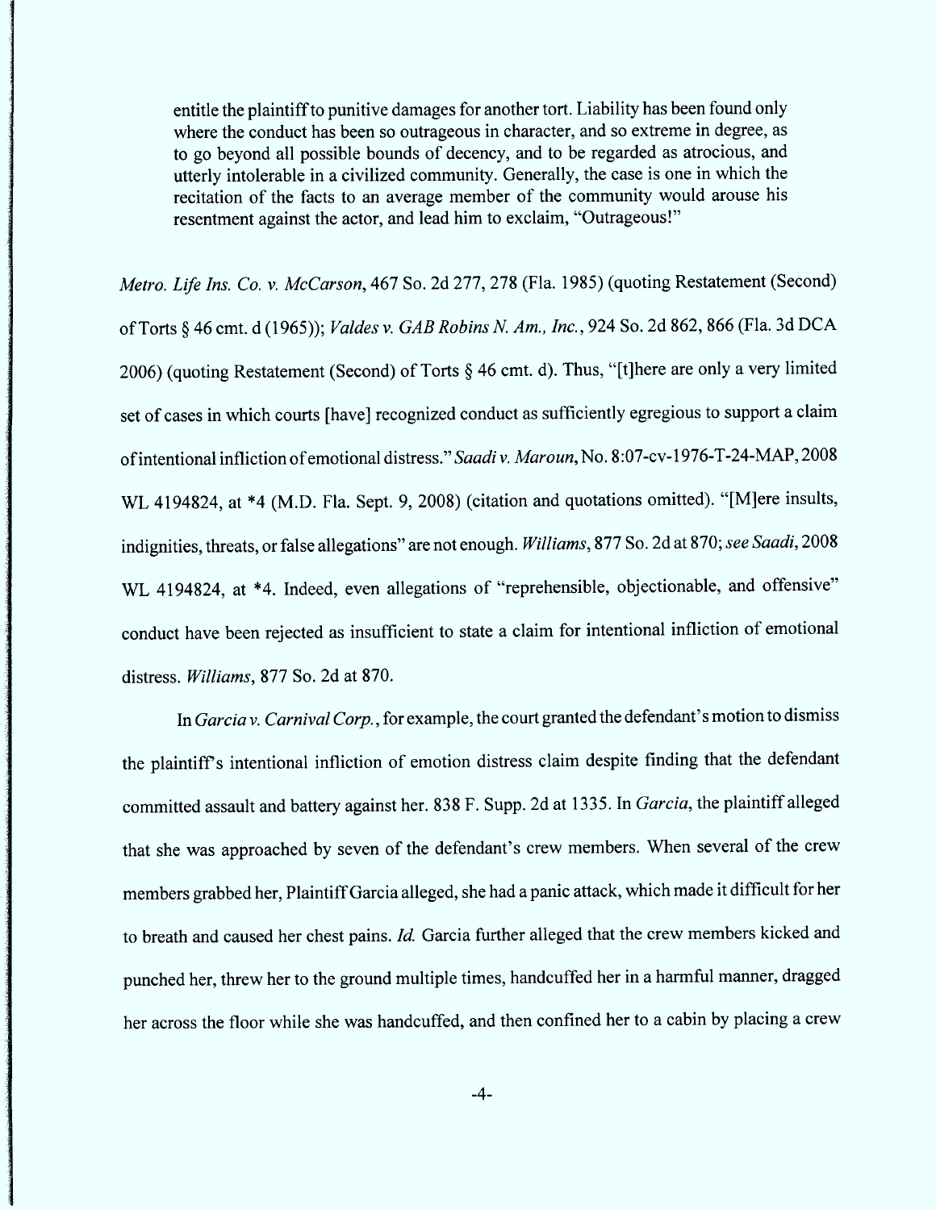> entitle the plaintiff to punitive damages for another tort. Liability has been found only where the conduct has been so outrageous in character, and so extreme in degree, as to go beyond all possible bounds of decency, and to be regarded as atrocious, and utterly intolerable in a civilized community. Generally, the case is one in which the recitation of the facts to an average member of the community would arouse his resentment against the actor, and lead him to exclaim, "Outrageous!"

*Metro. Life Ins. Co. v. McCarson*, 467 So. 2d 277, 278 (Fla. 1985) (quoting Restatement (Second) of Torts § 46 cmt. d (1965)); *Valdes v. GAB Robins N. Am., Inc.*, 924 So. 2d 862, 866 (Fla. 3d DCA 2006) (quoting Restatement (Second) of Torts § 46 cmt. d). Thus, "[t]here are only a very limited set of cases in which courts [have] recognized conduct as sufficiently egregious to support a claim of intentional infliction of emotional distress." *Saadi v. Maroun*, No. 8:07-cv-1976-T-24-MAP, 2008 WL 4194824, at *4 (M.D. Fla. Sept. 9, 2008) (citation and quotations omitted). "[M]ere insults, indignities, threats, or false allegations" are not enough. *Williams*, 877 So. 2d at 870; *see Saadi*, 2008 WL 4194824, at *4. Indeed, even allegations of "reprehensible, objectionable, and offensive" conduct have been rejected as insufficient to state a claim for intentional infliction of emotional distress. *Williams*, 877 So. 2d at 870.

In *Garcia v. Carnival Corp.*, for example, the court granted the defendant's motion to dismiss the plaintiff's intentional infliction of emotion distress claim despite finding that the defendant committed assault and battery against her. 838 F. Supp. 2d at 1335. In *Garcia*, the plaintiff alleged that she was approached by seven of the defendant's crew members. When several of the crew members grabbed her, Plaintiff Garcia alleged, she had a panic attack, which made it difficult for her to breath and caused her chest pains. *Id.* Garcia further alleged that the crew members kicked and punched her, threw her to the ground multiple times, handcuffed her in a harmful manner, dragged her across the floor while she was handcuffed, and then confined her to a cabin by placing a crew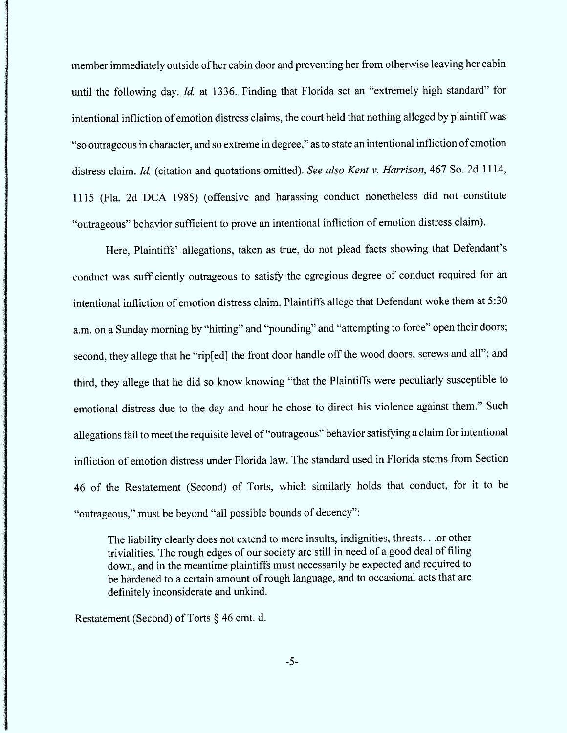member immediately outside of her cabin door and preventing her from otherwise leaving her cabin until the following day. *Id.* at 1336. Finding that Florida set an "extremely high standard" for intentional infliction of emotion distress claims, the court held that nothing alleged by plaintiff was "so outrageous in character, and so extreme in degree," as to state an intentional infliction of emotion distress claim. *Id.* (citation and quotations omitted). *See also Kent v. Harrison*, 467 So. 2d 1114, 1115 (Fla. 2d DCA 1985) (offensive and harassing conduct nonetheless did not constitute "outrageous" behavior sufficient to prove an intentional infliction of emotion distress claim).

Here, Plaintiffs' allegations, taken as true, do not plead facts showing that Defendant's conduct was sufficiently outrageous to satisfy the egregious degree of conduct required for an intentional infliction of emotion distress claim. Plaintiffs allege that Defendant woke them at 5:30 a.m. on a Sunday morning by "hitting" and "pounding" and "attempting to force" open their doors; second, they allege that he "rip[ed] the front door handle off the wood doors, screws and all"; and third, they allege that he did so know knowing "that the Plaintiffs were peculiarly susceptible to emotional distress due to the day and hour he chose to direct his violence against them." Such allegations fail to meet the requisite level of "outrageous" behavior satisfying a claim for intentional infliction of emotion distress under Florida law. The standard used in Florida stems from Section 46 of the Restatement (Second) of Torts, which similarly holds that conduct, for it to be "outrageous," must be beyond "all possible bounds of decency":

> The liability clearly does not extend to mere insults, indignities, threats. . .or other trivialities. The rough edges of our society are still in need of a good deal of filing down, and in the meantime plaintiffs must necessarily be expected and required to be hardened to a certain amount of rough language, and to occasional acts that are definitely inconsiderate and unkind.

Restatement (Second) of Torts § 46 cmt. d.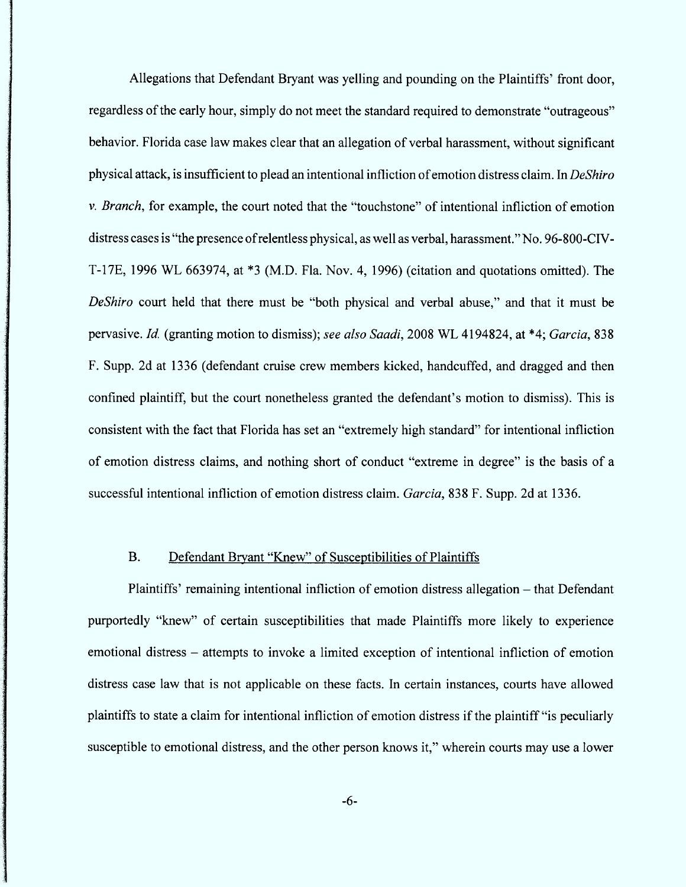Allegations that Defendant Bryant was yelling and pounding on the Plaintiffs' front door, regardless of the early hour, simply do not meet the standard required to demonstrate "outrageous" behavior. Florida case law makes clear that an allegation of verbal harassment, without significant physical attack, is insufficient to plead an intentional infliction of emotion distress claim. In *DeShiro v. Branch*, for example, the court noted that the "touchstone" of intentional infliction of emotion distress cases is "the presence of relentless physical, as well as verbal, harassment." No. 96-800-CIV-T-17E, 1996 WL 663974, at *3 (M.D. Fla. Nov. 4, 1996) (citation and quotations omitted). The *DeShiro* court held that there must be "both physical and verbal abuse," and that it must be pervasive. *Id.* (granting motion to dismiss); *see also Saadi*, 2008 WL 4194824, at *4; *Garcia*, 838 F. Supp. 2d at 1336 (defendant cruise crew members kicked, handcuffed, and dragged and then confined plaintiff, but the court nonetheless granted the defendant's motion to dismiss). This is consistent with the fact that Florida has set an "extremely high standard" for intentional infliction of emotion distress claims, and nothing short of conduct "extreme in degree" is the basis of a successful intentional infliction of emotion distress claim. *Garcia*, 838 F. Supp. 2d at 1336.

### B. Defendant Bryant "Knew" of Susceptibilities of Plaintiffs

Plaintiffs' remaining intentional infliction of emotion distress allegation – that Defendant purportedly "knew" of certain susceptibilities that made Plaintiffs more likely to experience emotional distress – attempts to invoke a limited exception of intentional infliction of emotion distress case law that is not applicable on these facts. In certain instances, courts have allowed plaintiffs to state a claim for intentional infliction of emotion distress if the plaintiff "is peculiarly susceptible to emotional distress, and the other person knows it," wherein courts may use a lower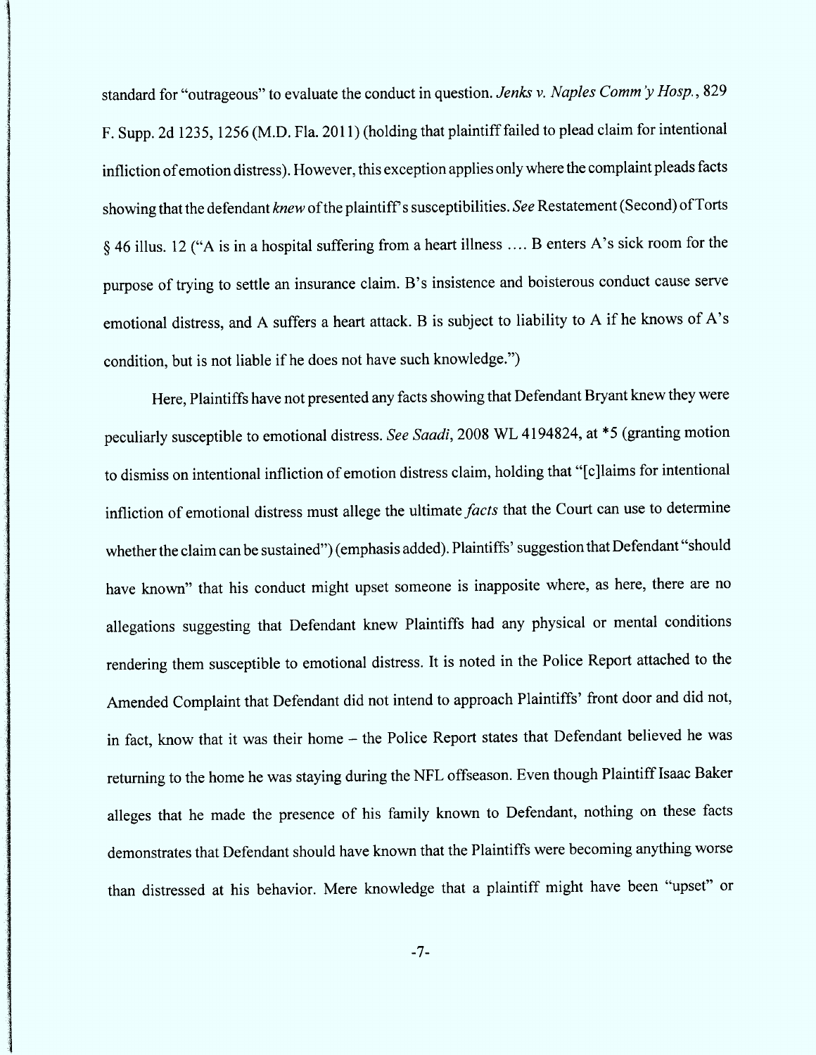standard for "outrageous" to evaluate the conduct in question. *Jenks v. Naples Comm'y Hosp.*, 829 F. Supp. 2d 1235, 1256 (M.D. Fla. 2011) (holding that plaintiff failed to plead claim for intentional infliction of emotion distress). However, this exception applies only where the complaint pleads facts showing that the defendant *knew* of the plaintiff's susceptibilities. *See* Restatement (Second) of Torts § 46 illus. 12 ("A is in a hospital suffering from a heart illness .... B enters A's sick room for the purpose of trying to settle an insurance claim. B's insistence and boisterous conduct cause serve emotional distress, and A suffers a heart attack. B is subject to liability to A if he knows of A's condition, but is not liable if he does not have such knowledge.")

Here, Plaintiffs have not presented any facts showing that Defendant Bryant knew they were peculiarly susceptible to emotional distress. *See Saadi*, 2008 WL 4194824, at *5 (granting motion to dismiss on intentional infliction of emotion distress claim, holding that "[c]laims for intentional infliction of emotional distress must allege the ultimate *facts* that the Court can use to determine whether the claim can be sustained") (emphasis added). Plaintiffs' suggestion that Defendant "should have known" that his conduct might upset someone is inapposite where, as here, there are no allegations suggesting that Defendant knew Plaintiffs had any physical or mental conditions rendering them susceptible to emotional distress. It is noted in the Police Report attached to the Amended Complaint that Defendant did not intend to approach Plaintiffs' front door and did not, in fact, know that it was their home – the Police Report states that Defendant believed he was returning to the home he was staying during the NFL offseason. Even though Plaintiff Isaac Baker alleges that he made the presence of his family known to Defendant, nothing on these facts demonstrates that Defendant should have known that the Plaintiffs were becoming anything worse than distressed at his behavior. Mere knowledge that a plaintiff might have been "upset" or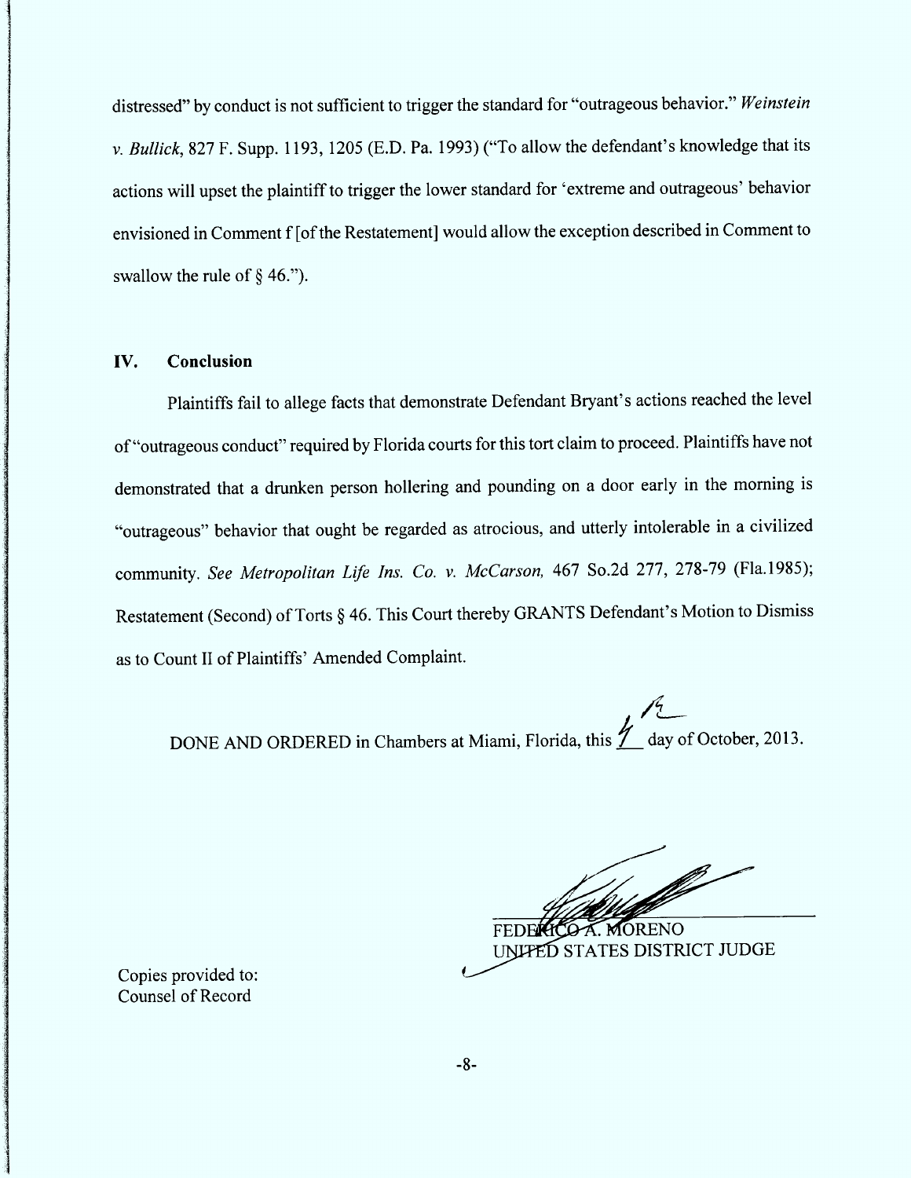distressed" by conduct is not sufficient to trigger the standard for "outrageous behavior." *Weinstein v. Bullick*, 827 F. Supp. 1193, 1205 (E.D. Pa. 1993) ("To allow the defendant's knowledge that its actions will upset the plaintiff to trigger the lower standard for 'extreme and outrageous' behavior envisioned in Comment f [of the Restatement] would allow the exception described in Comment to swallow the rule of § 46.").

## IV. Conclusion

Plaintiffs fail to allege facts that demonstrate Defendant Bryant's actions reached the level of "outrageous conduct" required by Florida courts for this tort claim to proceed. Plaintiffs have not demonstrated that a drunken person hollering and pounding on a door early in the morning is "outrageous" behavior that ought be regarded as atrocious, and utterly intolerable in a civilized community. *See Metropolitan Life Ins. Co. v. McCarson,* 467 So.2d 277, 278-79 (Fla.1985); Restatement (Second) of Torts § 46. This Court thereby GRANTS Defendant's Motion to Dismiss as to Count II of Plaintiffs' Amended Complaint.

DONE AND ORDERED in Chambers at Miami, Florida, this 1st day of October, 2013.

FEDERICO A. MORENO
UNITED STATES DISTRICT JUDGE

Copies provided to:
Counsel of Record